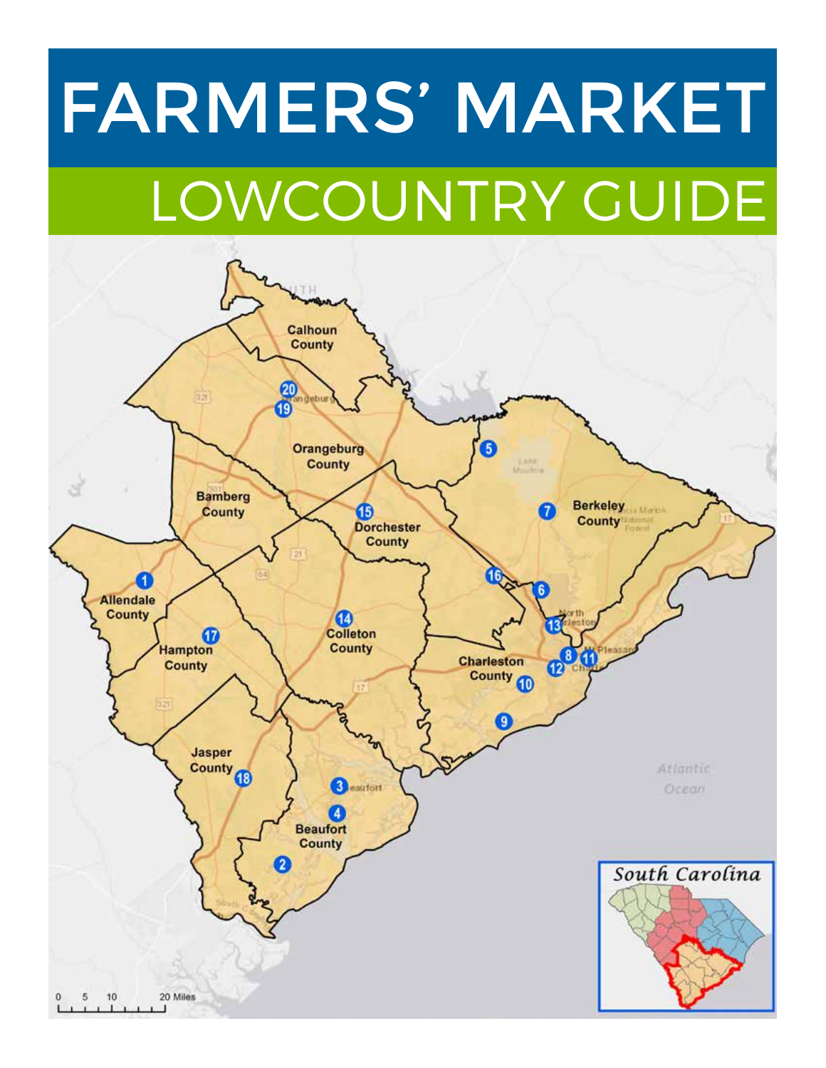# FARMERS' MARKET

## LOWCOUNTRY GUIDE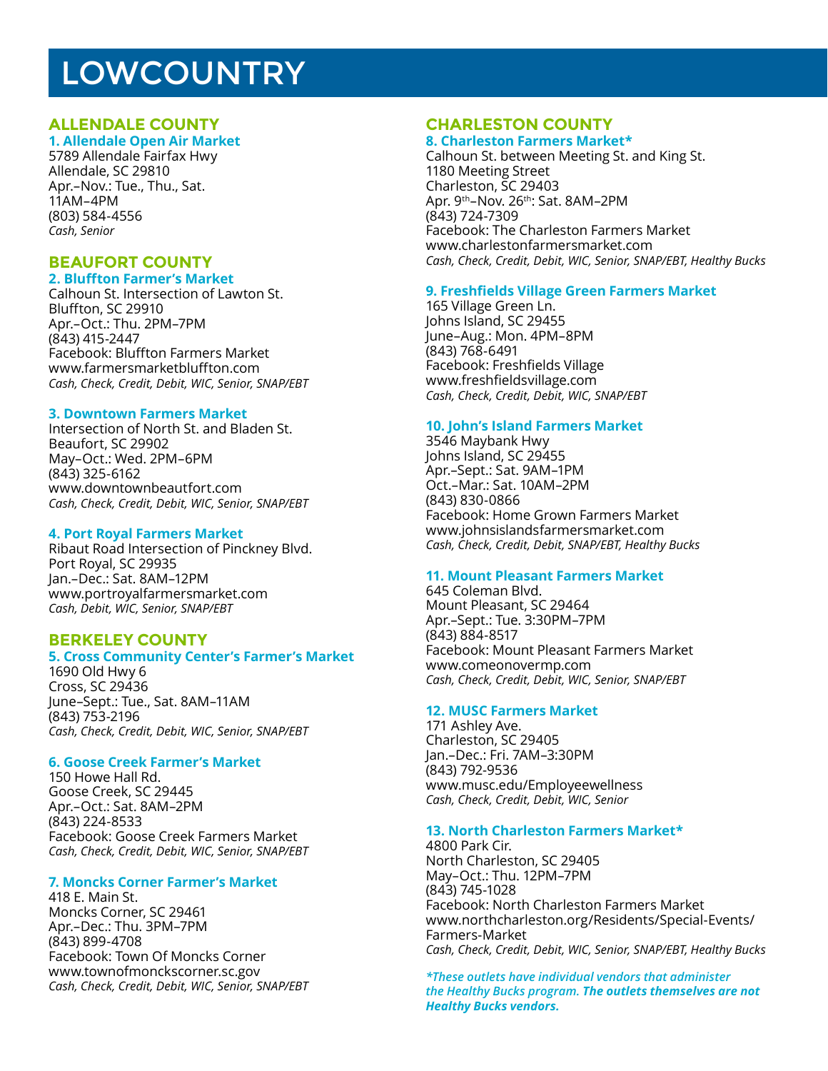# LOWCOUNTRY

## ALLENDALE COUNTY

### 1. Allendale Open Air Market

5789 Allendale Fairfax Hwy
Allendale, SC 29810
Apr.–Nov.: Tue., Thu., Sat.
11AM–4PM
(803) 584-4556
*Cash, Senior*

## BEAUFORT COUNTY

### 2. Bluffton Farmer's Market

Calhoun St. Intersection of Lawton St.
Bluffton, SC 29910
Apr.–Oct.: Thu. 2PM–7PM
(843) 415-2447
Facebook: Bluffton Farmers Market
www.farmersmarketbluffton.com
*Cash, Check, Credit, Debit, WIC, Senior, SNAP/EBT*

### 3. Downtown Farmers Market

Intersection of North St. and Bladen St.
Beaufort, SC 29902
May–Oct.: Wed. 2PM–6PM
(843) 325-6162
www.downtownbeautfort.com
*Cash, Check, Credit, Debit, WIC, Senior, SNAP/EBT*

### 4. Port Royal Farmers Market

Ribaut Road Intersection of Pinckney Blvd.
Port Royal, SC 29935
Jan.–Dec.: Sat. 8AM–12PM
www.portroyalfarmersmarket.com
*Cash, Debit, WIC, Senior, SNAP/EBT*

## BERKELEY COUNTY

### 5. Cross Community Center's Farmer's Market

1690 Old Hwy 6
Cross, SC 29436
June–Sept.: Tue., Sat. 8AM–11AM
(843) 753-2196
*Cash, Check, Credit, Debit, WIC, Senior, SNAP/EBT*

### 6. Goose Creek Farmer's Market

150 Howe Hall Rd.
Goose Creek, SC 29445
Apr.–Oct.: Sat. 8AM–2PM
(843) 224-8533
Facebook: Goose Creek Farmers Market
*Cash, Check, Credit, Debit, WIC, Senior, SNAP/EBT*

### 7. Moncks Corner Farmer's Market

418 E. Main St.
Moncks Corner, SC 29461
Apr.–Dec.: Thu. 3PM–7PM
(843) 899-4708
Facebook: Town Of Moncks Corner
www.townofmonckscorner.sc.gov
*Cash, Check, Credit, Debit, WIC, Senior, SNAP/EBT*

## CHARLESTON COUNTY

### 8. Charleston Farmers Market*

Calhoun St. between Meeting St. and King St.
1180 Meeting Street
Charleston, SC 29403
Apr. 9th–Nov. 26th: Sat. 8AM–2PM
(843) 724-7309
Facebook: The Charleston Farmers Market
www.charlestonfarmersmarket.com
*Cash, Check, Credit, Debit, WIC, Senior, SNAP/EBT, Healthy Bucks*

### 9. Freshfields Village Green Farmers Market

165 Village Green Ln.
Johns Island, SC 29455
June–Aug.: Mon. 4PM–8PM
(843) 768-6491
Facebook: Freshfields Village
www.freshfieldsvillage.com
*Cash, Check, Credit, Debit, WIC, SNAP/EBT*

### 10. John's Island Farmers Market

3546 Maybank Hwy
Johns Island, SC 29455
Apr.–Sept.: Sat. 9AM–1PM
Oct.–Mar.: Sat. 10AM–2PM
(843) 830-0866
Facebook: Home Grown Farmers Market
www.johnsislandsfarmersmarket.com
*Cash, Check, Credit, Debit, SNAP/EBT, Healthy Bucks*

### 11. Mount Pleasant Farmers Market

645 Coleman Blvd.
Mount Pleasant, SC 29464
Apr.–Sept.: Tue. 3:30PM–7PM
(843) 884-8517
Facebook: Mount Pleasant Farmers Market
www.comeonovermp.com
*Cash, Check, Credit, Debit, WIC, Senior, SNAP/EBT*

### 12. MUSC Farmers Market

171 Ashley Ave.
Charleston, SC 29405
Jan.–Dec.: Fri. 7AM–3:30PM
(843) 792-9536
www.musc.edu/Employeewellness
*Cash, Check, Credit, Debit, WIC, Senior*

### 13. North Charleston Farmers Market*

4800 Park Cir.
North Charleston, SC 29405
May–Oct.: Thu. 12PM–7PM
(843) 745-1028
Facebook: North Charleston Farmers Market
www.northcharleston.org/Residents/Special-Events/Farmers-Market
*Cash, Check, Credit, Debit, WIC, Senior, SNAP/EBT, Healthy Bucks*

****These outlets have individual vendors that administer the Healthy Bucks program.* ***The outlets themselves are not Healthy Bucks vendors.***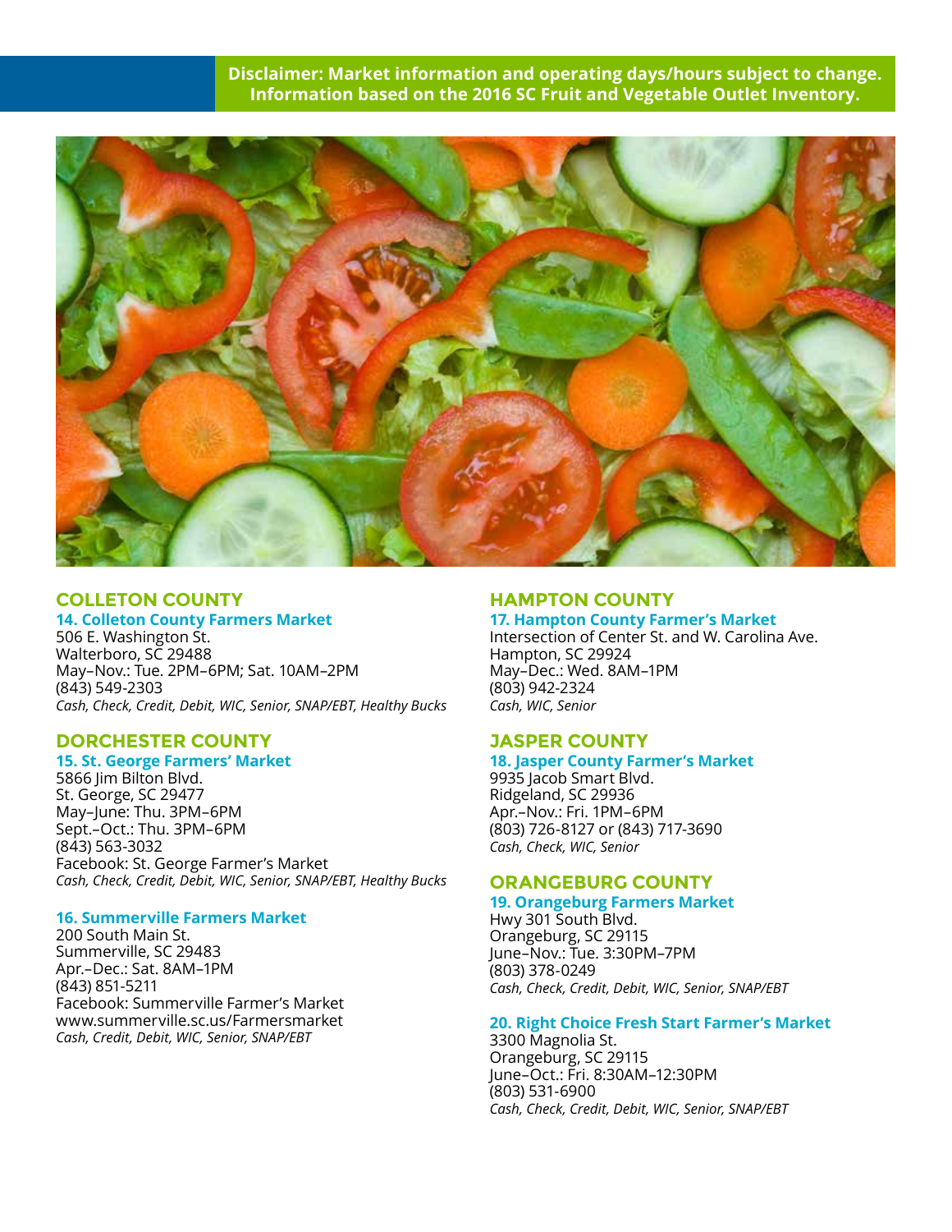**Disclaimer: Market information and operating days/hours subject to change. Information based on the 2016 SC Fruit and Vegetable Outlet Inventory.**

## COLLETON COUNTY

### 14. Colleton County Farmers Market

506 E. Washington St.
Walterboro, SC 29488
May–Nov.: Tue. 2PM–6PM; Sat. 10AM–2PM
(843) 549-2303
*Cash, Check, Credit, Debit, WIC, Senior, SNAP/EBT, Healthy Bucks*

## DORCHESTER COUNTY

### 15. St. George Farmers' Market

5866 Jim Bilton Blvd.
St. George, SC 29477
May–June: Thu. 3PM–6PM
Sept.–Oct.: Thu. 3PM–6PM
(843) 563-3032
Facebook: St. George Farmer's Market
*Cash, Check, Credit, Debit, WIC, Senior, SNAP/EBT, Healthy Bucks*

### 16. Summerville Farmers Market

200 South Main St.
Summerville, SC 29483
Apr.–Dec.: Sat. 8AM–1PM
(843) 851-5211
Facebook: Summerville Farmer's Market
www.summerville.sc.us/Farmersmarket
*Cash, Credit, Debit, WIC, Senior, SNAP/EBT*

## HAMPTON COUNTY

### 17. Hampton County Farmer's Market

Intersection of Center St. and W. Carolina Ave.
Hampton, SC 29924
May–Dec.: Wed. 8AM–1PM
(803) 942-2324
*Cash, WIC, Senior*

## JASPER COUNTY

### 18. Jasper County Farmer's Market

9935 Jacob Smart Blvd.
Ridgeland, SC 29936
Apr.–Nov.: Fri. 1PM–6PM
(803) 726-8127 or (843) 717-3690
*Cash, Check, WIC, Senior*

## ORANGEBURG COUNTY

### 19. Orangeburg Farmers Market

Hwy 301 South Blvd.
Orangeburg, SC 29115
June–Nov.: Tue. 3:30PM–7PM
(803) 378-0249
*Cash, Check, Credit, Debit, WIC, Senior, SNAP/EBT*

### 20. Right Choice Fresh Start Farmer's Market

3300 Magnolia St.
Orangeburg, SC 29115
June–Oct.: Fri. 8:30AM–12:30PM
(803) 531-6900
*Cash, Check, Credit, Debit, WIC, Senior, SNAP/EBT*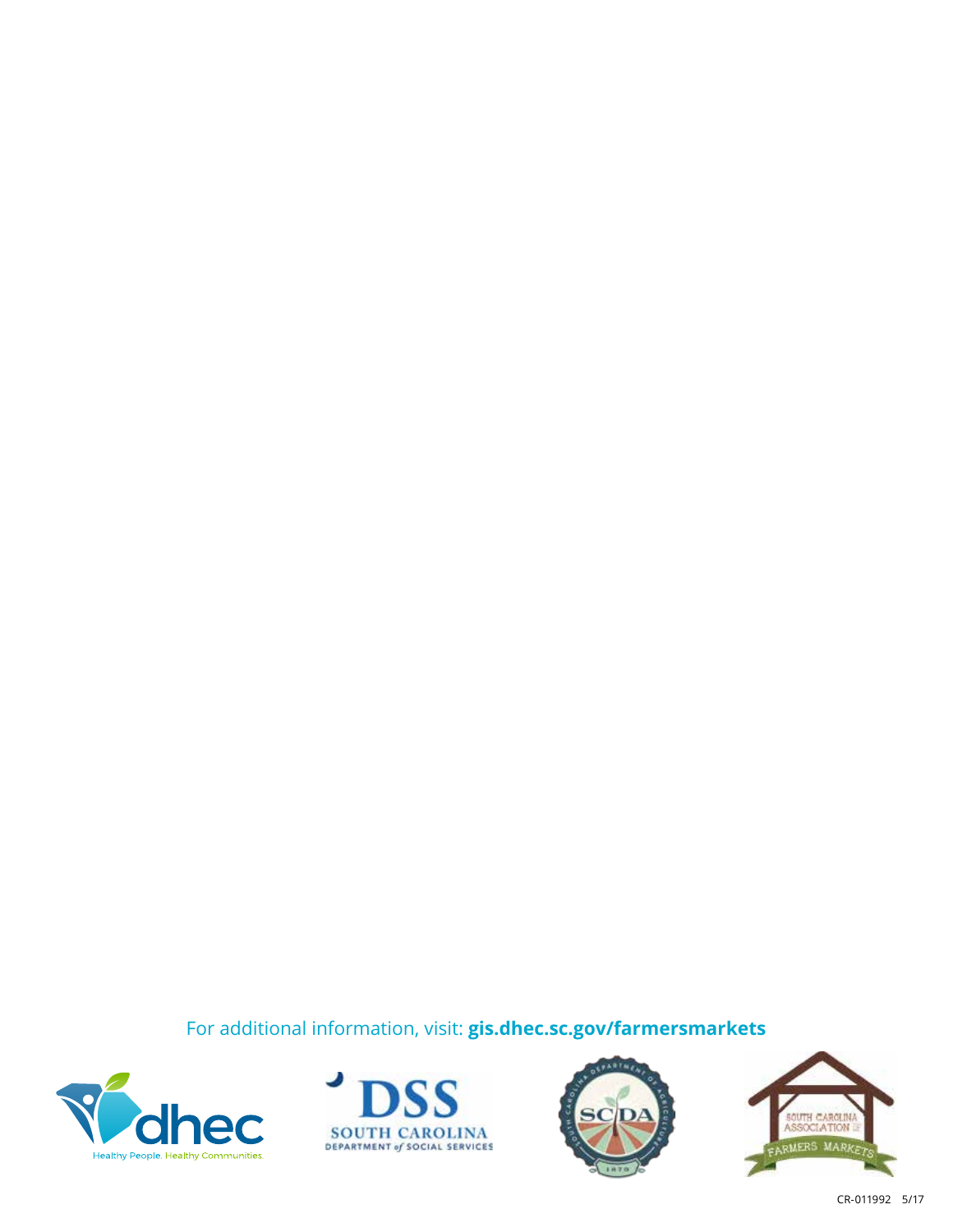For additional information, visit: **gis.dhec.sc.gov/farmersmarkets**

CR-011992 5/17